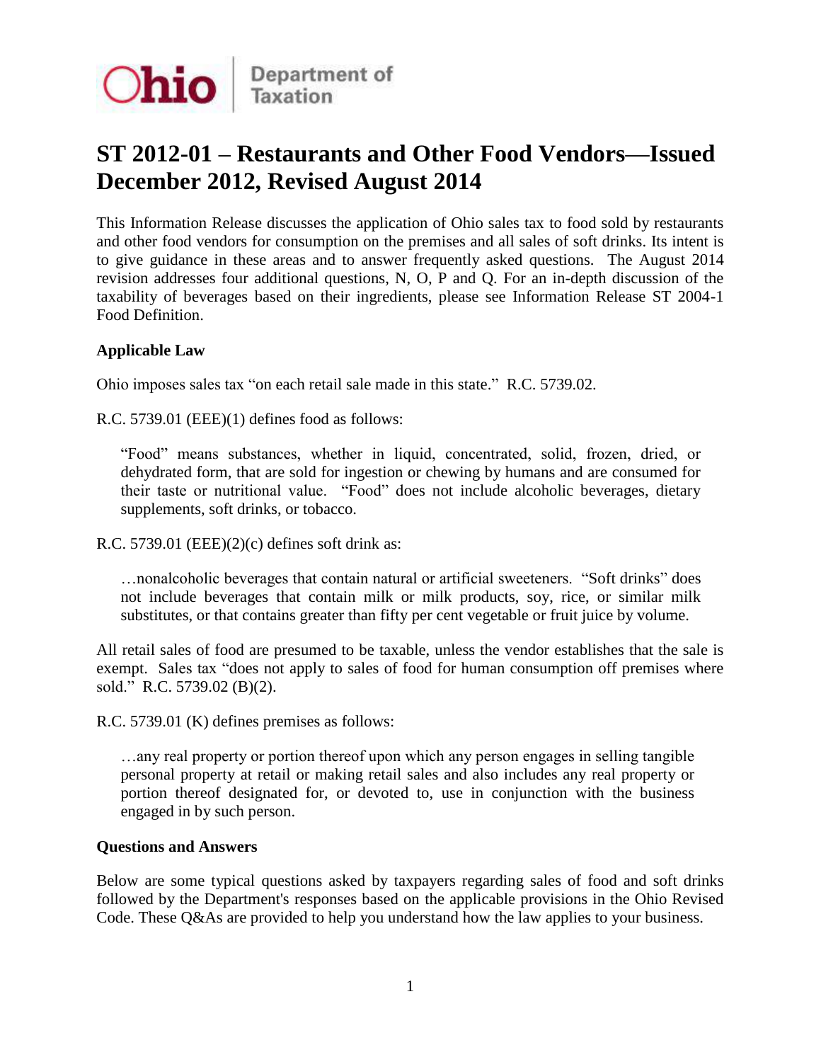Ohio | Department of Taxation

# ST 2012-01 – Restaurants and Other Food Vendors—Issued December 2012, Revised August 2014

This Information Release discusses the application of Ohio sales tax to food sold by restaurants and other food vendors for consumption on the premises and all sales of soft drinks. Its intent is to give guidance in these areas and to answer frequently asked questions. The August 2014 revision addresses four additional questions, N, O, P and Q. For an in-depth discussion of the taxability of beverages based on their ingredients, please see Information Release ST 2004-1 Food Definition.

**Applicable Law**

Ohio imposes sales tax "on each retail sale made in this state." R.C. 5739.02.

R.C. 5739.01 (EEE)(1) defines food as follows:

> "Food" means substances, whether in liquid, concentrated, solid, frozen, dried, or dehydrated form, that are sold for ingestion or chewing by humans and are consumed for their taste or nutritional value. "Food" does not include alcoholic beverages, dietary supplements, soft drinks, or tobacco.

R.C. 5739.01 (EEE)(2)(c) defines soft drink as:

> …nonalcoholic beverages that contain natural or artificial sweeteners. "Soft drinks" does not include beverages that contain milk or milk products, soy, rice, or similar milk substitutes, or that contains greater than fifty per cent vegetable or fruit juice by volume.

All retail sales of food are presumed to be taxable, unless the vendor establishes that the sale is exempt. Sales tax "does not apply to sales of food for human consumption off premises where sold." R.C. 5739.02 (B)(2).

R.C. 5739.01 (K) defines premises as follows:

> …any real property or portion thereof upon which any person engages in selling tangible personal property at retail or making retail sales and also includes any real property or portion thereof designated for, or devoted to, use in conjunction with the business engaged in by such person.

**Questions and Answers**

Below are some typical questions asked by taxpayers regarding sales of food and soft drinks followed by the Department's responses based on the applicable provisions in the Ohio Revised Code. These Q&As are provided to help you understand how the law applies to your business.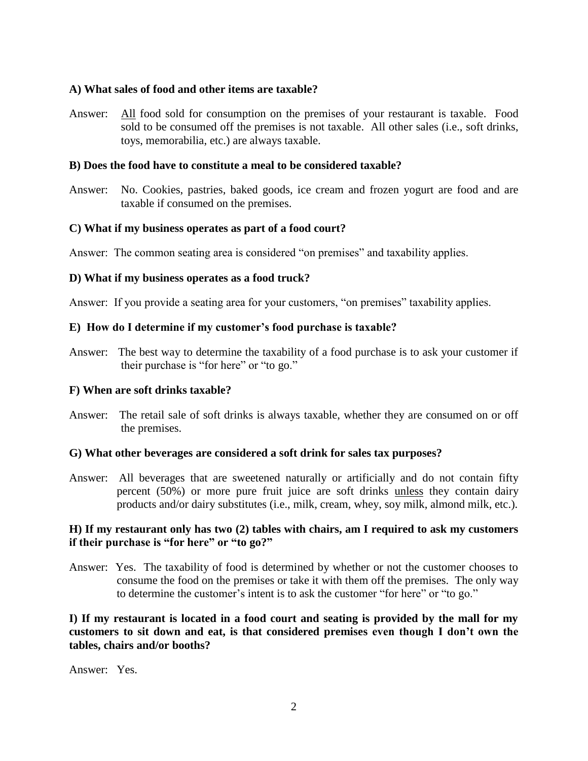**A) What sales of food and other items are taxable?**

Answer: All food sold for consumption on the premises of your restaurant is taxable. Food sold to be consumed off the premises is not taxable. All other sales (i.e., soft drinks, toys, memorabilia, etc.) are always taxable.

**B) Does the food have to constitute a meal to be considered taxable?**

Answer: No. Cookies, pastries, baked goods, ice cream and frozen yogurt are food and are taxable if consumed on the premises.

**C) What if my business operates as part of a food court?**

Answer: The common seating area is considered "on premises" and taxability applies.

**D) What if my business operates as a food truck?**

Answer: If you provide a seating area for your customers, "on premises" taxability applies.

**E) How do I determine if my customer's food purchase is taxable?**

Answer: The best way to determine the taxability of a food purchase is to ask your customer if their purchase is "for here" or "to go."

**F) When are soft drinks taxable?**

Answer: The retail sale of soft drinks is always taxable, whether they are consumed on or off the premises.

**G) What other beverages are considered a soft drink for sales tax purposes?**

Answer: All beverages that are sweetened naturally or artificially and do not contain fifty percent (50%) or more pure fruit juice are soft drinks unless they contain dairy products and/or dairy substitutes (i.e., milk, cream, whey, soy milk, almond milk, etc.).

**H) If my restaurant only has two (2) tables with chairs, am I required to ask my customers if their purchase is "for here" or "to go?"**

Answer: Yes. The taxability of food is determined by whether or not the customer chooses to consume the food on the premises or take it with them off the premises. The only way to determine the customer's intent is to ask the customer "for here" or "to go."

**I) If my restaurant is located in a food court and seating is provided by the mall for my customers to sit down and eat, is that considered premises even though I don't own the tables, chairs and/or booths?**

Answer: Yes.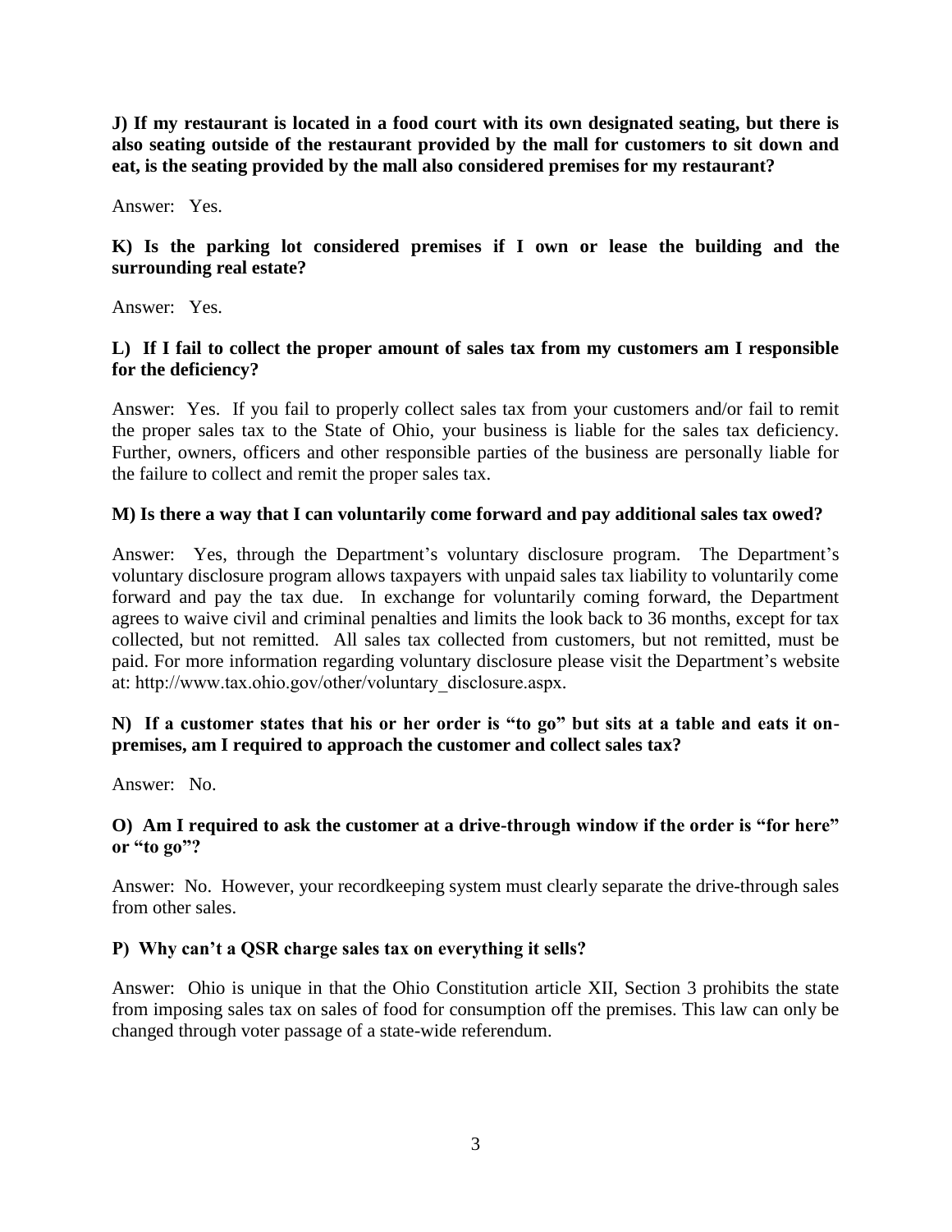**J) If my restaurant is located in a food court with its own designated seating, but there is also seating outside of the restaurant provided by the mall for customers to sit down and eat, is the seating provided by the mall also considered premises for my restaurant?**

Answer: Yes.

**K) Is the parking lot considered premises if I own or lease the building and the surrounding real estate?**

Answer: Yes.

**L) If I fail to collect the proper amount of sales tax from my customers am I responsible for the deficiency?**

Answer: Yes. If you fail to properly collect sales tax from your customers and/or fail to remit the proper sales tax to the State of Ohio, your business is liable for the sales tax deficiency. Further, owners, officers and other responsible parties of the business are personally liable for the failure to collect and remit the proper sales tax.

**M) Is there a way that I can voluntarily come forward and pay additional sales tax owed?**

Answer: Yes, through the Department's voluntary disclosure program. The Department's voluntary disclosure program allows taxpayers with unpaid sales tax liability to voluntarily come forward and pay the tax due. In exchange for voluntarily coming forward, the Department agrees to waive civil and criminal penalties and limits the look back to 36 months, except for tax collected, but not remitted. All sales tax collected from customers, but not remitted, must be paid. For more information regarding voluntary disclosure please visit the Department's website at: http://www.tax.ohio.gov/other/voluntary_disclosure.aspx.

**N) If a customer states that his or her order is "to go" but sits at a table and eats it on-premises, am I required to approach the customer and collect sales tax?**

Answer: No.

**O) Am I required to ask the customer at a drive-through window if the order is "for here" or "to go"?**

Answer: No. However, your recordkeeping system must clearly separate the drive-through sales from other sales.

**P) Why can't a QSR charge sales tax on everything it sells?**

Answer: Ohio is unique in that the Ohio Constitution article XII, Section 3 prohibits the state from imposing sales tax on sales of food for consumption off the premises. This law can only be changed through voter passage of a state-wide referendum.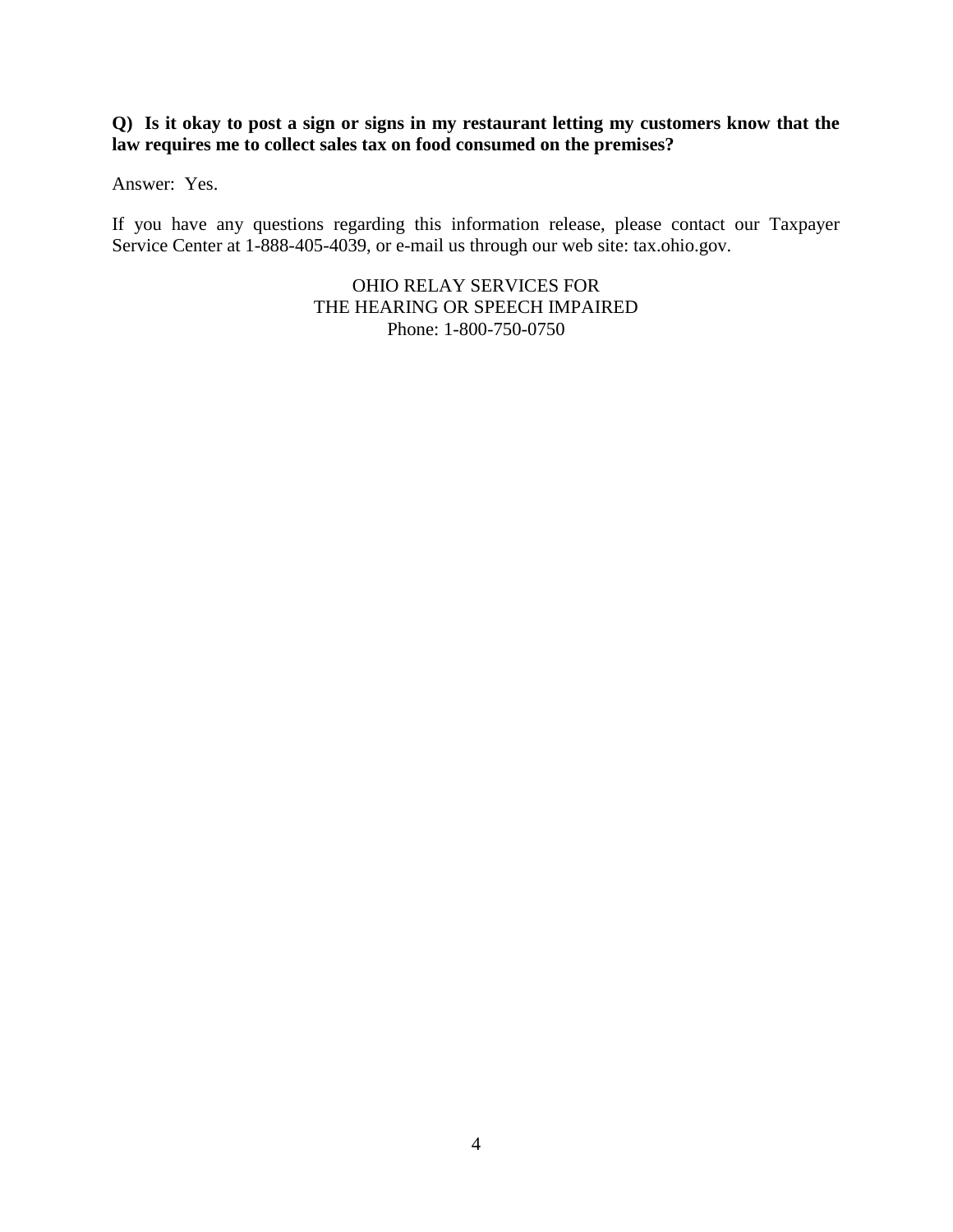**Q) Is it okay to post a sign or signs in my restaurant letting my customers know that the law requires me to collect sales tax on food consumed on the premises?**

Answer: Yes.

If you have any questions regarding this information release, please contact our Taxpayer Service Center at 1-888-405-4039, or e-mail us through our web site: tax.ohio.gov.

OHIO RELAY SERVICES FOR
THE HEARING OR SPEECH IMPAIRED
Phone: 1-800-750-0750